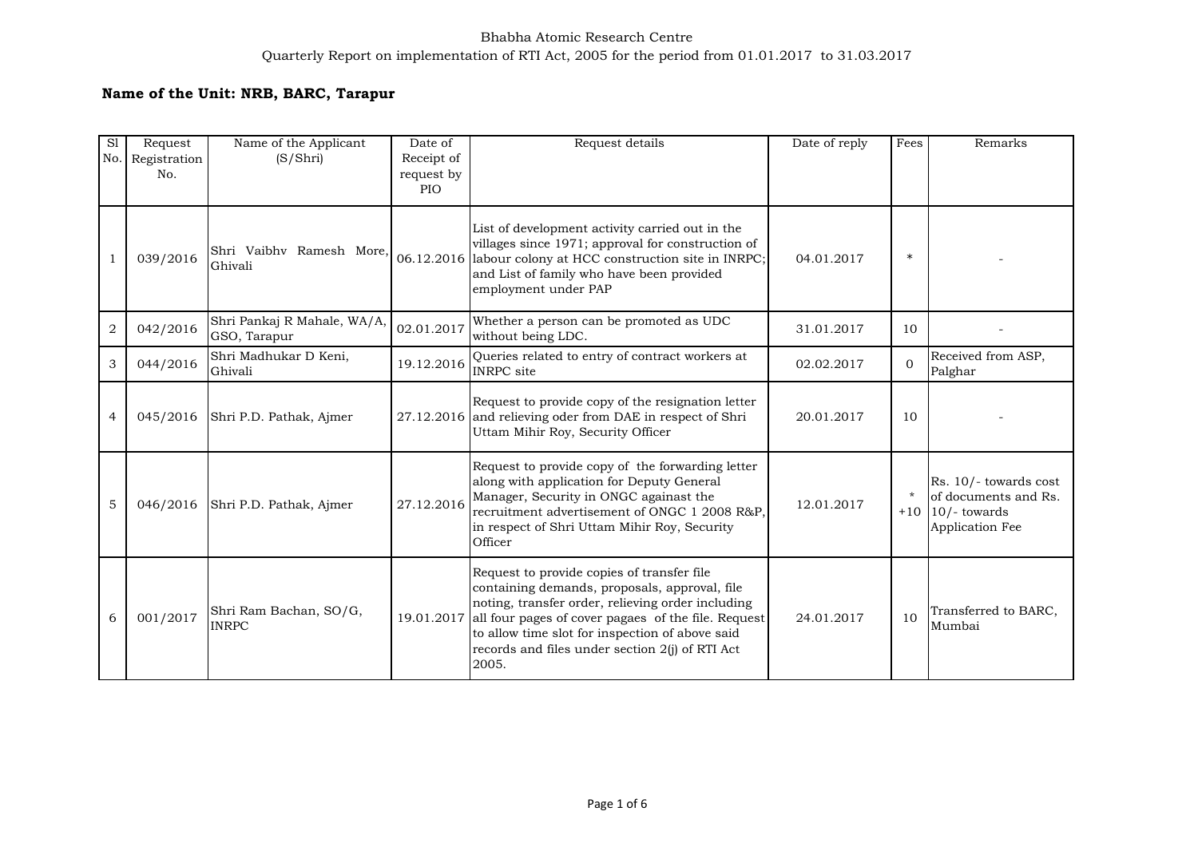Bhabha Atomic Research Centre

Quarterly Report on implementation of RTI Act, 2005 for the period from 01.01.2017 to 31.03.2017

**Name of the Unit: NRB, BARC, Tarapur**

| Sl No. | Request Registration No. | Name of the Applicant (S/Shri) | Date of Receipt of request by PIO | Request details | Date of reply | Fees | Remarks |
|---|---|---|---|---|---|---|---|
| 1 | 039/2016 | Shri Vaibhv Ramesh More, Ghivali | 06.12.2016 | List of development activity carried out in the villages since 1971; approval for construction of labour colony at HCC construction site in INRPC; and List of family who have been provided employment under PAP | 04.01.2017 | * | - |
| 2 | 042/2016 | Shri Pankaj R Mahale, WA/A, GSO, Tarapur | 02.01.2017 | Whether a person can be promoted as UDC without being LDC. | 31.01.2017 | 10 | - |
| 3 | 044/2016 | Shri Madhukar D Keni, Ghivali | 19.12.2016 | Queries related to entry of contract workers at INRPC site | 02.02.2017 | 0 | Received from ASP, Palghar |
| 4 | 045/2016 | Shri P.D. Pathak, Ajmer | 27.12.2016 | Request to provide copy of the resignation letter and relieving oder from DAE in respect of Shri Uttam Mihir Roy, Security Officer | 20.01.2017 | 10 | - |
| 5 | 046/2016 | Shri P.D. Pathak, Ajmer | 27.12.2016 | Request to provide copy of the forwarding letter along with application for Deputy General Manager, Security in ONGC againast the recruitment advertisement of ONGC 1 2008 R&P, in respect of Shri Uttam Mihir Roy, Security Officer | 12.01.2017 | * +10 | Rs. 10/- towards cost of documents and Rs. 10/- towards Application Fee |
| 6 | 001/2017 | Shri Ram Bachan, SO/G, INRPC | 19.01.2017 | Request to provide copies of transfer file containing demands, proposals, approval, file noting, transfer order, relieving order including all four pages of cover pagaes of the file. Request to allow time slot for inspection of above said records and files under section 2(j) of RTI Act 2005. | 24.01.2017 | 10 | Transferred to BARC, Mumbai |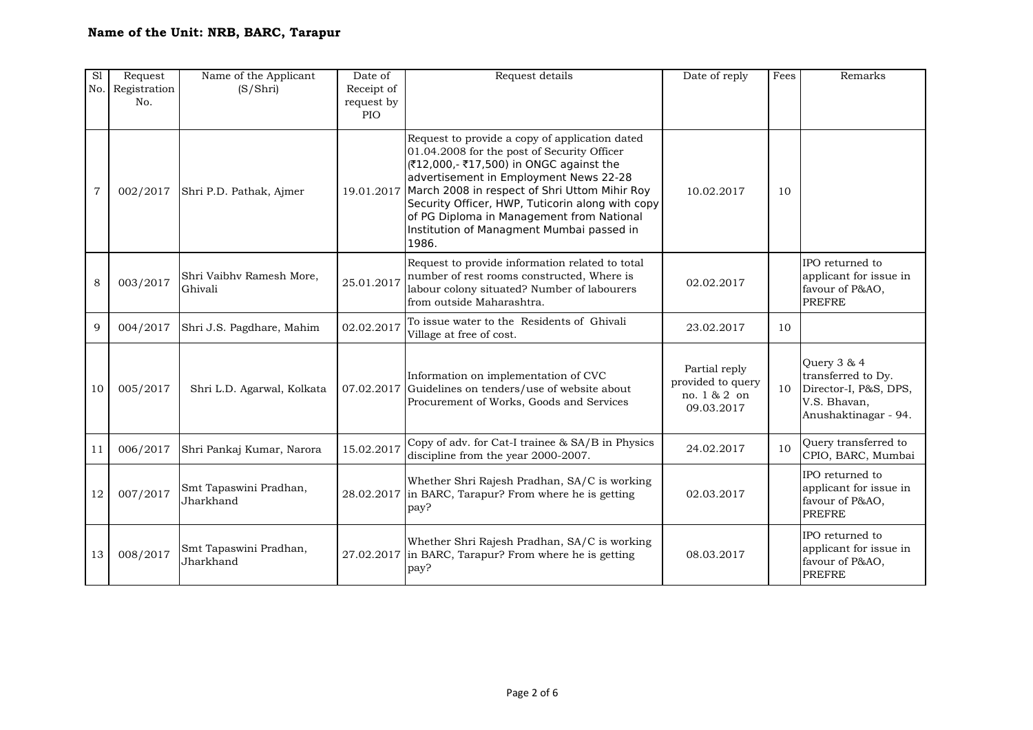**Name of the Unit: NRB, BARC, Tarapur**

| Sl No. | Request Registration No. | Name of the Applicant (S/Shri) | Date of Receipt of request by PIO | Request details | Date of reply | Fees | Remarks |
|---|---|---|---|---|---|---|---|
| 7 | 002/2017 | Shri P.D. Pathak, Ajmer | 19.01.2017 | Request to provide a copy of application dated 01.04.2008 for the post of Security Officer (₹12,000,- ₹17,500) in ONGC against the advertisement in Employment News 22-28 March 2008 in respect of Shri Uttom Mihir Roy Security Officer, HWP, Tuticorin along with copy of PG Diploma in Management from National Institution of Managment Mumbai passed in 1986. | 10.02.2017 | 10 | |
| 8 | 003/2017 | Shri Vaibhv Ramesh More, Ghivali | 25.01.2017 | Request to provide information related to total number of rest rooms constructed, Where is labour colony situated? Number of labourers from outside Maharashtra. | 02.02.2017 | | IPO returned to applicant for issue in favour of P&AO, PREFRE |
| 9 | 004/2017 | Shri J.S. Pagdhare, Mahim | 02.02.2017 | To issue water to the Residents of Ghivali Village at free of cost. | 23.02.2017 | 10 | |
| 10 | 005/2017 | Shri L.D. Agarwal, Kolkata | 07.02.2017 | Information on implementation of CVC Guidelines on tenders/use of website about Procurement of Works, Goods and Services | Partial reply provided to query no. 1 & 2 on 09.03.2017 | 10 | Query 3 & 4 transferred to Dy. Director-I, P&S, DPS, V.S. Bhavan, Anushaktinagar - 94. |
| 11 | 006/2017 | Shri Pankaj Kumar, Narora | 15.02.2017 | Copy of adv. for Cat-I trainee & SA/B in Physics discipline from the year 2000-2007. | 24.02.2017 | 10 | Query transferred to CPIO, BARC, Mumbai |
| 12 | 007/2017 | Smt Tapaswini Pradhan, Jharkhand | 28.02.2017 | Whether Shri Rajesh Pradhan, SA/C is working in BARC, Tarapur? From where he is getting pay? | 02.03.2017 | | IPO returned to applicant for issue in favour of P&AO, PREFRE |
| 13 | 008/2017 | Smt Tapaswini Pradhan, Jharkhand | 27.02.2017 | Whether Shri Rajesh Pradhan, SA/C is working in BARC, Tarapur? From where he is getting pay? | 08.03.2017 | | IPO returned to applicant for issue in favour of P&AO, PREFRE |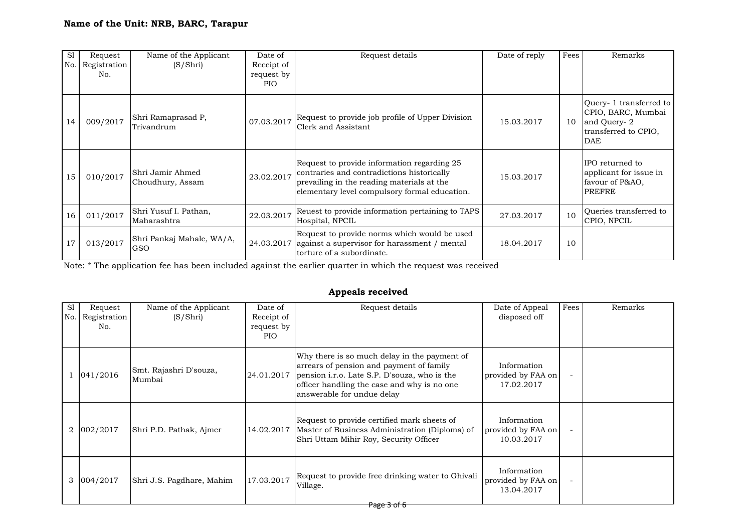**Name of the Unit: NRB, BARC, Tarapur**

| Sl No. | Request Registration No. | Name of the Applicant (S/Shri) | Date of Receipt of request by PIO | Request details | Date of reply | Fees | Remarks |
|---|---|---|---|---|---|---|---|
| 14 | 009/2017 | Shri Ramaprasad P, Trivandrum | 07.03.2017 | Request to provide job profile of Upper Division Clerk and Assistant | 15.03.2017 | 10 | Query- 1 transferred to CPIO, BARC, Mumbai and Query- 2 transferred to CPIO, DAE |
| 15 | 010/2017 | Shri Jamir Ahmed Choudhury, Assam | 23.02.2017 | Request to provide information regarding 25 contraries and contradictions historically prevailing in the reading materials at the elementary level compulsory formal education. | 15.03.2017 | | IPO returned to applicant for issue in favour of P&AO, PREFRE |
| 16 | 011/2017 | Shri Yusuf I. Pathan, Maharashtra | 22.03.2017 | Reuest to provide information pertaining to TAPS Hospital, NPCIL | 27.03.2017 | 10 | Queries transferred to CPIO, NPCIL |
| 17 | 013/2017 | Shri Pankaj Mahale, WA/A, GSO | 24.03.2017 | Request to provide norms which would be used against a supervisor for harassment / mental torture of a subordinate. | 18.04.2017 | 10 | |

Note: * The application fee has been included against the earlier quarter in which the request was received

## Appeals received

| Sl No. | Request Registration No. | Name of the Applicant (S/Shri) | Date of Receipt of request by PIO | Request details | Date of Appeal disposed off | Fees | Remarks |
|---|---|---|---|---|---|---|---|
| 1 | 041/2016 | Smt. Rajashri D'souza, Mumbai | 24.01.2017 | Why there is so much delay in the payment of arrears of pension and payment of family pension i.r.o. Late S.P. D'souza, who is the officer handling the case and why is no one answerable for undue delay | Information provided by FAA on 17.02.2017 | - | |
| 2 | 002/2017 | Shri P.D. Pathak, Ajmer | 14.02.2017 | Request to provide certified mark sheets of Master of Business Administration (Diploma) of Shri Uttam Mihir Roy, Security Officer | Information provided by FAA on 10.03.2017 | - | |
| 3 | 004/2017 | Shri J.S. Pagdhare, Mahim | 17.03.2017 | Request to provide free drinking water to Ghivali Village. | Information provided by FAA on 13.04.2017 | - | |